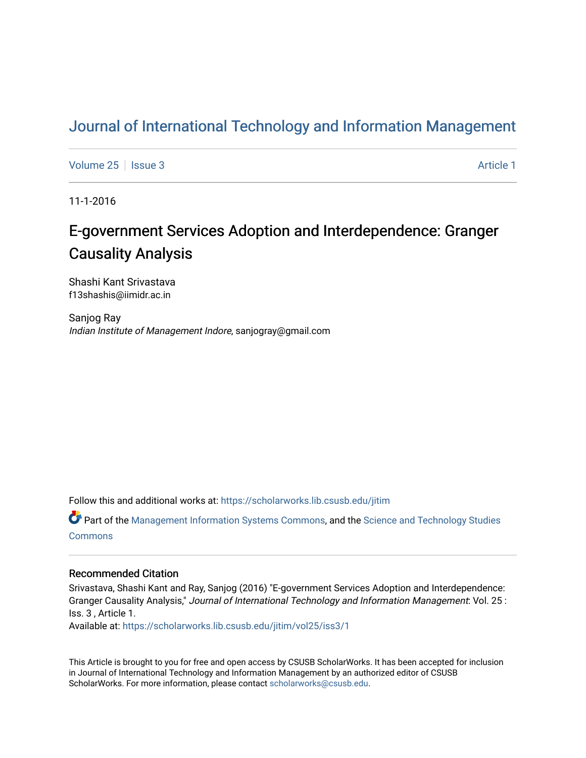# Journal of International Technology and Information Management

Volume 25 | Issue 3 | Article 1

11-1-2016

## E-government Services Adoption and Interdependence: Granger Causality Analysis

Shashi Kant Srivastava
f13shashis@iimidr.ac.in

Sanjog Ray
*Indian Institute of Management Indore*, sanjogray@gmail.com

Follow this and additional works at: https://scholarworks.lib.csusb.edu/jitim

Part of the Management Information Systems Commons, and the Science and Technology Studies Commons

### Recommended Citation

Srivastava, Shashi Kant and Ray, Sanjog (2016) "E-government Services Adoption and Interdependence: Granger Causality Analysis," *Journal of International Technology and Information Management*: Vol. 25 : Iss. 3 , Article 1.
Available at: https://scholarworks.lib.csusb.edu/jitim/vol25/iss3/1

This Article is brought to you for free and open access by CSUSB ScholarWorks. It has been accepted for inclusion in Journal of International Technology and Information Management by an authorized editor of CSUSB ScholarWorks. For more information, please contact scholarworks@csusb.edu.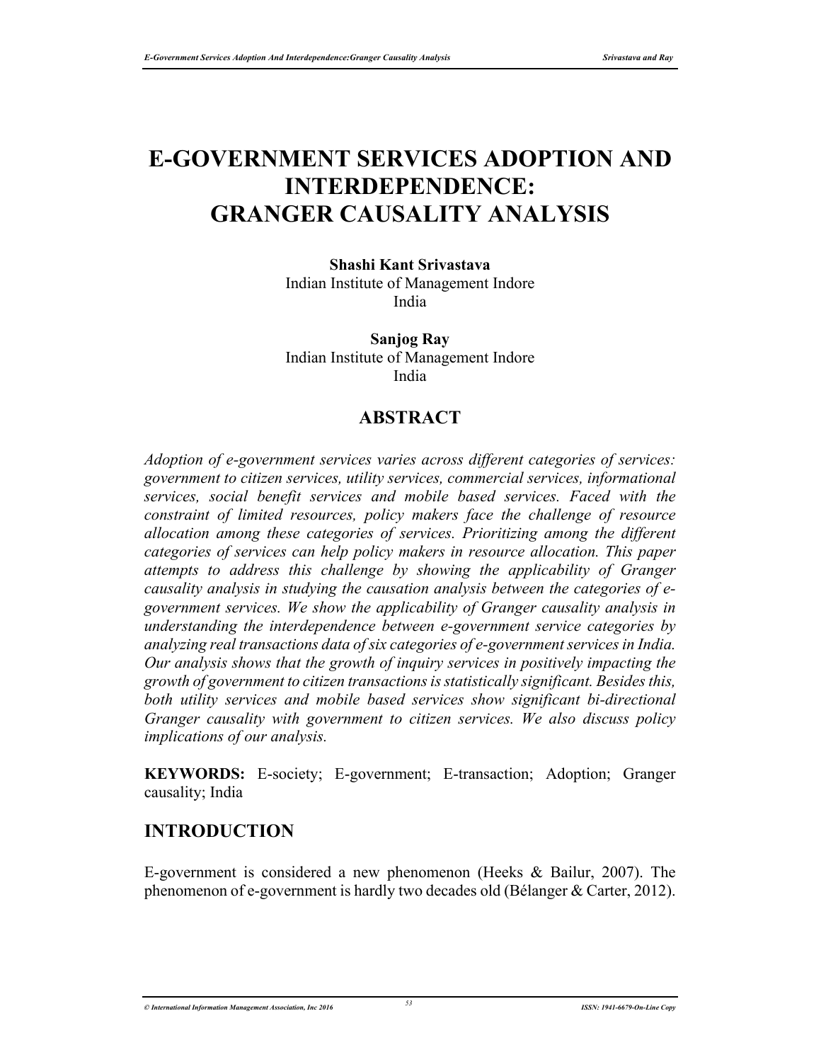# E-GOVERNMENT SERVICES ADOPTION AND INTERDEPENDENCE: GRANGER CAUSALITY ANALYSIS

**Shashi Kant Srivastava**
Indian Institute of Management Indore
India

**Sanjog Ray**
Indian Institute of Management Indore
India

## ABSTRACT

*Adoption of e-government services varies across different categories of services: government to citizen services, utility services, commercial services, informational services, social benefit services and mobile based services. Faced with the constraint of limited resources, policy makers face the challenge of resource allocation among these categories of services. Prioritizing among the different categories of services can help policy makers in resource allocation. This paper attempts to address this challenge by showing the applicability of Granger causality analysis in studying the causation analysis between the categories of e-government services. We show the applicability of Granger causality analysis in understanding the interdependence between e-government service categories by analyzing real transactions data of six categories of e-government services in India. Our analysis shows that the growth of inquiry services in positively impacting the growth of government to citizen transactions is statistically significant. Besides this, both utility services and mobile based services show significant bi-directional Granger causality with government to citizen services. We also discuss policy implications of our analysis.*

**KEYWORDS:** E-society; E-government; E-transaction; Adoption; Granger causality; India

## INTRODUCTION

E-government is considered a new phenomenon (Heeks & Bailur, 2007). The phenomenon of e-government is hardly two decades old (Bélanger & Carter, 2012).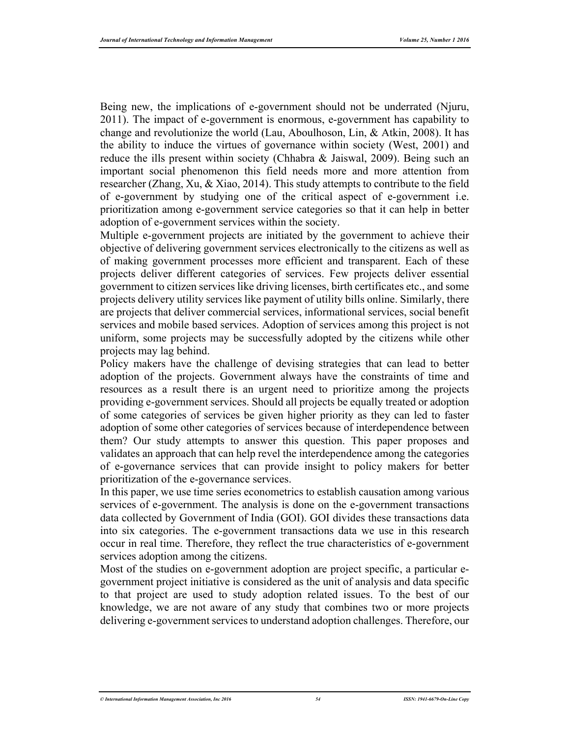Being new, the implications of e-government should not be underrated (Njuru, 2011). The impact of e-government is enormous, e-government has capability to change and revolutionize the world (Lau, Aboulhoson, Lin, & Atkin, 2008). It has the ability to induce the virtues of governance within society (West, 2001) and reduce the ills present within society (Chhabra & Jaiswal, 2009). Being such an important social phenomenon this field needs more and more attention from researcher (Zhang, Xu, & Xiao, 2014). This study attempts to contribute to the field of e-government by studying one of the critical aspect of e-government i.e. prioritization among e-government service categories so that it can help in better adoption of e-government services within the society.

Multiple e-government projects are initiated by the government to achieve their objective of delivering government services electronically to the citizens as well as of making government processes more efficient and transparent. Each of these projects deliver different categories of services. Few projects deliver essential government to citizen services like driving licenses, birth certificates etc., and some projects delivery utility services like payment of utility bills online. Similarly, there are projects that deliver commercial services, informational services, social benefit services and mobile based services. Adoption of services among this project is not uniform, some projects may be successfully adopted by the citizens while other projects may lag behind.

Policy makers have the challenge of devising strategies that can lead to better adoption of the projects. Government always have the constraints of time and resources as a result there is an urgent need to prioritize among the projects providing e-government services. Should all projects be equally treated or adoption of some categories of services be given higher priority as they can led to faster adoption of some other categories of services because of interdependence between them? Our study attempts to answer this question. This paper proposes and validates an approach that can help revel the interdependence among the categories of e-governance services that can provide insight to policy makers for better prioritization of the e-governance services.

In this paper, we use time series econometrics to establish causation among various services of e-government. The analysis is done on the e-government transactions data collected by Government of India (GOI). GOI divides these transactions data into six categories. The e-government transactions data we use in this research occur in real time. Therefore, they reflect the true characteristics of e-government services adoption among the citizens.

Most of the studies on e-government adoption are project specific, a particular e-government project initiative is considered as the unit of analysis and data specific to that project are used to study adoption related issues. To the best of our knowledge, we are not aware of any study that combines two or more projects delivering e-government services to understand adoption challenges. Therefore, our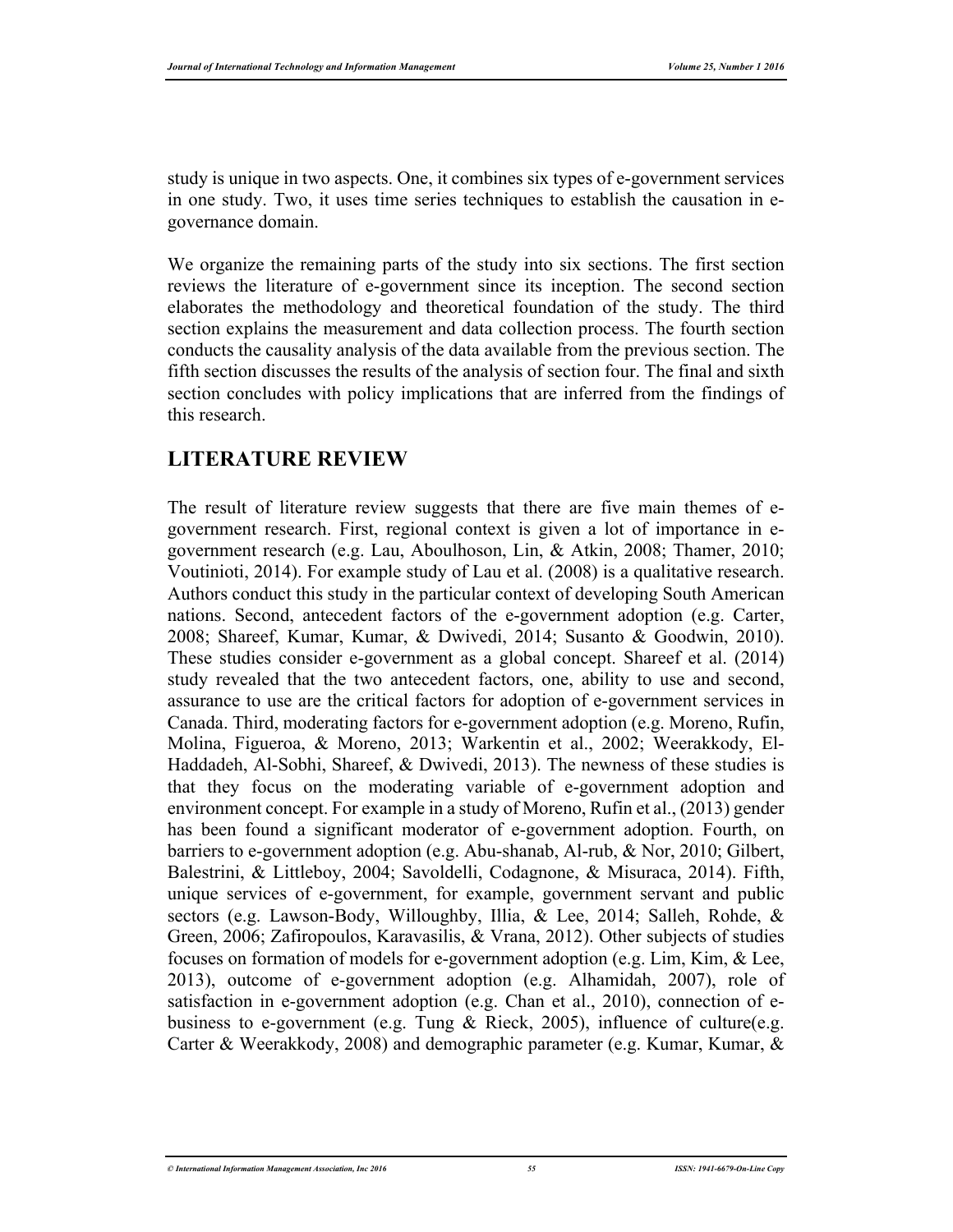study is unique in two aspects. One, it combines six types of e-government services in one study. Two, it uses time series techniques to establish the causation in e-governance domain.

We organize the remaining parts of the study into six sections. The first section reviews the literature of e-government since its inception. The second section elaborates the methodology and theoretical foundation of the study. The third section explains the measurement and data collection process. The fourth section conducts the causality analysis of the data available from the previous section. The fifth section discusses the results of the analysis of section four. The final and sixth section concludes with policy implications that are inferred from the findings of this research.

## LITERATURE REVIEW

The result of literature review suggests that there are five main themes of e-government research. First, regional context is given a lot of importance in e-government research (e.g. Lau, Aboulhoson, Lin, & Atkin, 2008; Thamer, 2010; Voutinioti, 2014). For example study of Lau et al. (2008) is a qualitative research. Authors conduct this study in the particular context of developing South American nations. Second, antecedent factors of the e-government adoption (e.g. Carter, 2008; Shareef, Kumar, Kumar, & Dwivedi, 2014; Susanto & Goodwin, 2010). These studies consider e-government as a global concept. Shareef et al. (2014) study revealed that the two antecedent factors, one, ability to use and second, assurance to use are the critical factors for adoption of e-government services in Canada. Third, moderating factors for e-government adoption (e.g. Moreno, Rufin, Molina, Figueroa, & Moreno, 2013; Warkentin et al., 2002; Weerakkody, El-Haddadeh, Al-Sobhi, Shareef, & Dwivedi, 2013). The newness of these studies is that they focus on the moderating variable of e-government adoption and environment concept. For example in a study of Moreno, Rufin et al., (2013) gender has been found a significant moderator of e-government adoption. Fourth, on barriers to e-government adoption (e.g. Abu-shanab, Al-rub, & Nor, 2010; Gilbert, Balestrini, & Littleboy, 2004; Savoldelli, Codagnone, & Misuraca, 2014). Fifth, unique services of e-government, for example, government servant and public sectors (e.g. Lawson-Body, Willoughby, Illia, & Lee, 2014; Salleh, Rohde, & Green, 2006; Zafiropoulos, Karavasilis, & Vrana, 2012). Other subjects of studies focuses on formation of models for e-government adoption (e.g. Lim, Kim, & Lee, 2013), outcome of e-government adoption (e.g. Alhamidah, 2007), role of satisfaction in e-government adoption (e.g. Chan et al., 2010), connection of e-business to e-government (e.g. Tung & Rieck, 2005), influence of culture(e.g. Carter & Weerakkody, 2008) and demographic parameter (e.g. Kumar, Kumar, &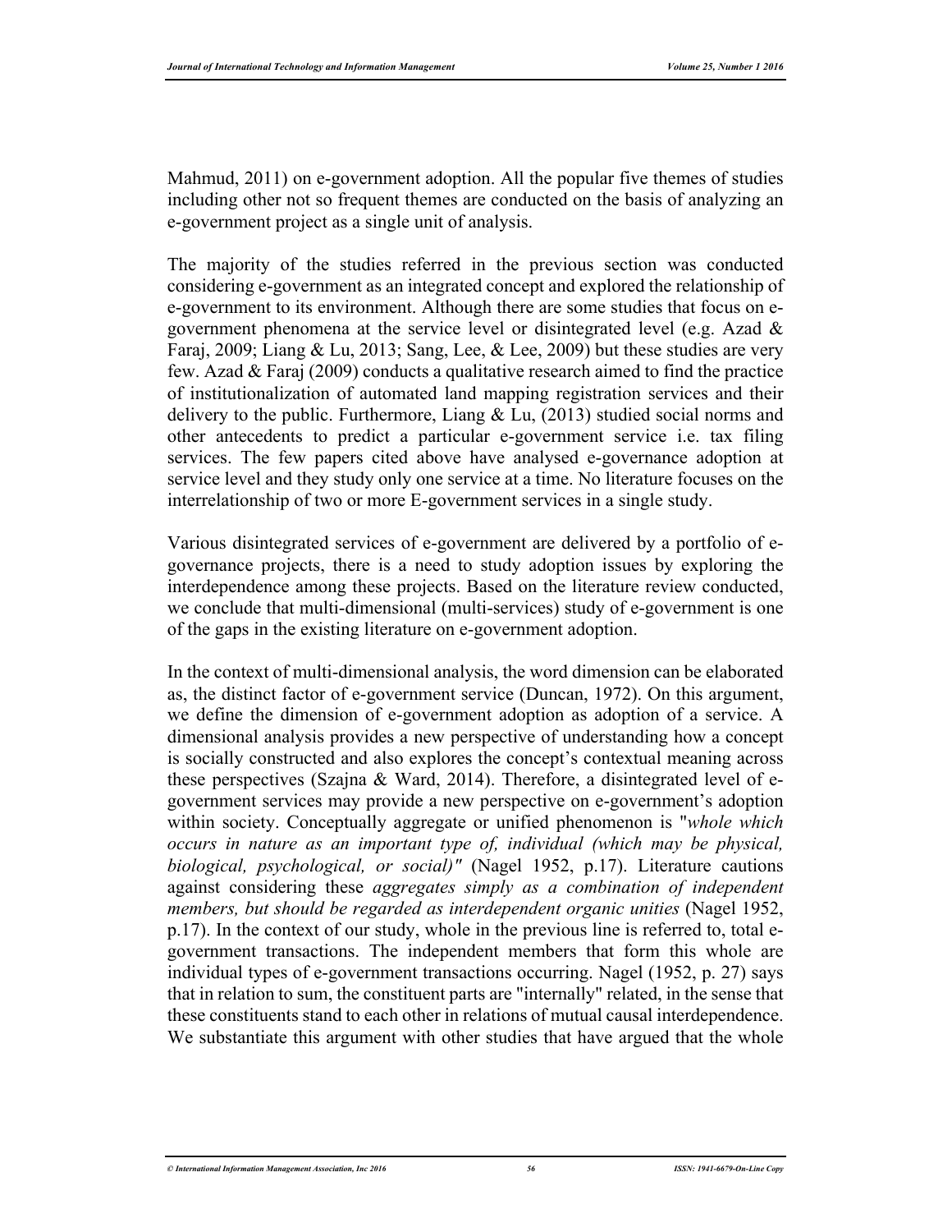Mahmud, 2011) on e-government adoption. All the popular five themes of studies including other not so frequent themes are conducted on the basis of analyzing an e-government project as a single unit of analysis.

The majority of the studies referred in the previous section was conducted considering e-government as an integrated concept and explored the relationship of e-government to its environment. Although there are some studies that focus on e-government phenomena at the service level or disintegrated level (e.g. Azad & Faraj, 2009; Liang & Lu, 2013; Sang, Lee, & Lee, 2009) but these studies are very few. Azad & Faraj (2009) conducts a qualitative research aimed to find the practice of institutionalization of automated land mapping registration services and their delivery to the public. Furthermore, Liang & Lu, (2013) studied social norms and other antecedents to predict a particular e-government service i.e. tax filing services. The few papers cited above have analysed e-governance adoption at service level and they study only one service at a time. No literature focuses on the interrelationship of two or more E-government services in a single study.

Various disintegrated services of e-government are delivered by a portfolio of e-governance projects, there is a need to study adoption issues by exploring the interdependence among these projects. Based on the literature review conducted, we conclude that multi-dimensional (multi-services) study of e-government is one of the gaps in the existing literature on e-government adoption.

In the context of multi-dimensional analysis, the word dimension can be elaborated as, the distinct factor of e-government service (Duncan, 1972). On this argument, we define the dimension of e-government adoption as adoption of a service. A dimensional analysis provides a new perspective of understanding how a concept is socially constructed and also explores the concept's contextual meaning across these perspectives (Szajna & Ward, 2014). Therefore, a disintegrated level of e-government services may provide a new perspective on e-government's adoption within society. Conceptually aggregate or unified phenomenon is "*whole which occurs in nature as an important type of, individual (which may be physical, biological, psychological, or social)"* (Nagel 1952, p.17). Literature cautions against considering these *aggregates simply as a combination of independent members, but should be regarded as interdependent organic unities* (Nagel 1952, p.17). In the context of our study, whole in the previous line is referred to, total e-government transactions. The independent members that form this whole are individual types of e-government transactions occurring. Nagel (1952, p. 27) says that in relation to sum, the constituent parts are "internally" related, in the sense that these constituents stand to each other in relations of mutual causal interdependence. We substantiate this argument with other studies that have argued that the whole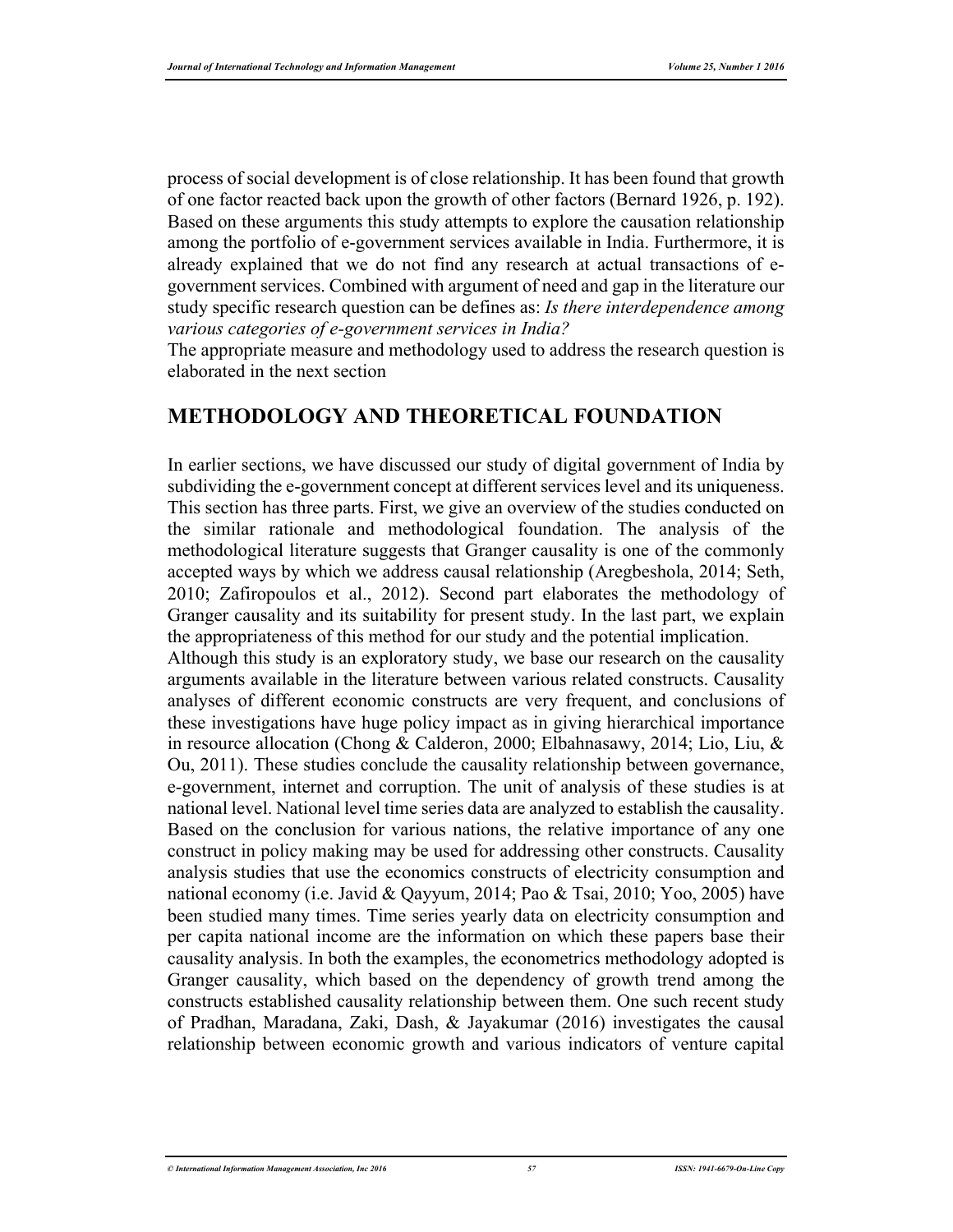process of social development is of close relationship. It has been found that growth of one factor reacted back upon the growth of other factors (Bernard 1926, p. 192). Based on these arguments this study attempts to explore the causation relationship among the portfolio of e-government services available in India. Furthermore, it is already explained that we do not find any research at actual transactions of e-government services. Combined with argument of need and gap in the literature our study specific research question can be defines as: *Is there interdependence among various categories of e-government services in India?*

The appropriate measure and methodology used to address the research question is elaborated in the next section

## METHODOLOGY AND THEORETICAL FOUNDATION

In earlier sections, we have discussed our study of digital government of India by subdividing the e-government concept at different services level and its uniqueness. This section has three parts. First, we give an overview of the studies conducted on the similar rationale and methodological foundation. The analysis of the methodological literature suggests that Granger causality is one of the commonly accepted ways by which we address causal relationship (Aregbeshola, 2014; Seth, 2010; Zafiropoulos et al., 2012). Second part elaborates the methodology of Granger causality and its suitability for present study. In the last part, we explain the appropriateness of this method for our study and the potential implication.

Although this study is an exploratory study, we base our research on the causality arguments available in the literature between various related constructs. Causality analyses of different economic constructs are very frequent, and conclusions of these investigations have huge policy impact as in giving hierarchical importance in resource allocation (Chong & Calderon, 2000; Elbahnasawy, 2014; Lio, Liu, & Ou, 2011). These studies conclude the causality relationship between governance, e-government, internet and corruption. The unit of analysis of these studies is at national level. National level time series data are analyzed to establish the causality. Based on the conclusion for various nations, the relative importance of any one construct in policy making may be used for addressing other constructs. Causality analysis studies that use the economics constructs of electricity consumption and national economy (i.e. Javid & Qayyum, 2014; Pao & Tsai, 2010; Yoo, 2005) have been studied many times. Time series yearly data on electricity consumption and per capita national income are the information on which these papers base their causality analysis. In both the examples, the econometrics methodology adopted is Granger causality, which based on the dependency of growth trend among the constructs established causality relationship between them. One such recent study of Pradhan, Maradana, Zaki, Dash, & Jayakumar (2016) investigates the causal relationship between economic growth and various indicators of venture capital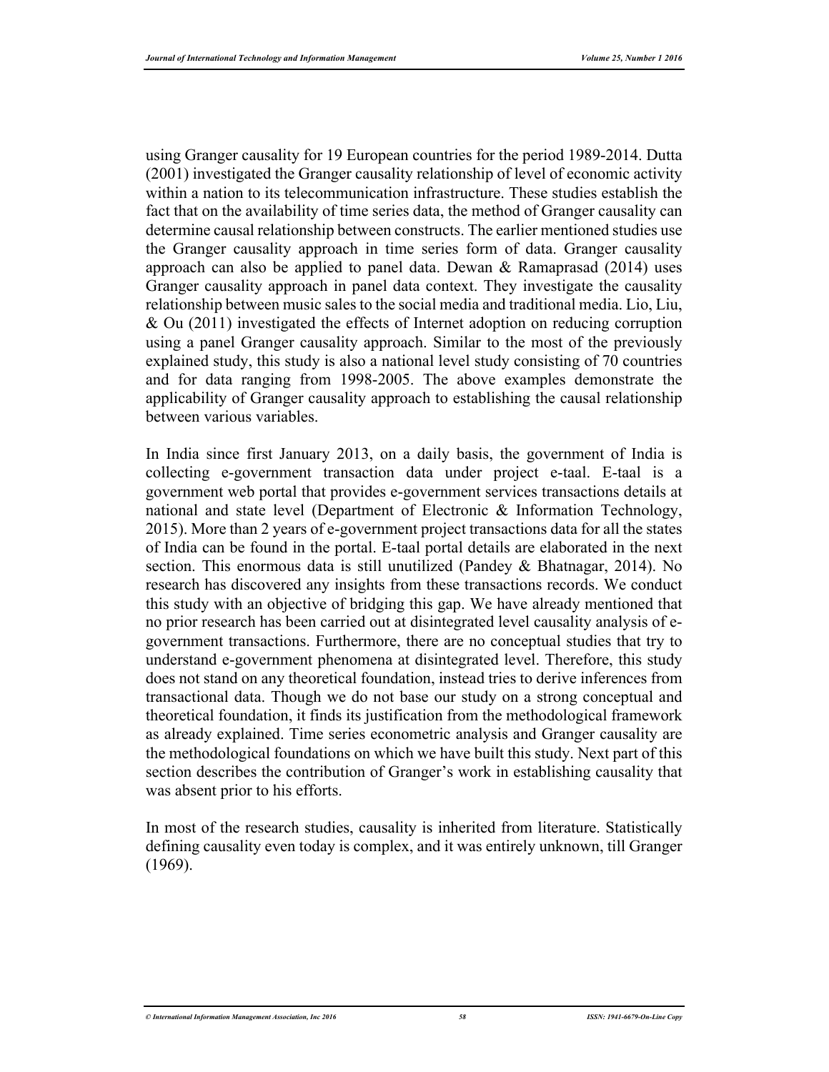using Granger causality for 19 European countries for the period 1989-2014. Dutta (2001) investigated the Granger causality relationship of level of economic activity within a nation to its telecommunication infrastructure. These studies establish the fact that on the availability of time series data, the method of Granger causality can determine causal relationship between constructs. The earlier mentioned studies use the Granger causality approach in time series form of data. Granger causality approach can also be applied to panel data. Dewan & Ramaprasad (2014) uses Granger causality approach in panel data context. They investigate the causality relationship between music sales to the social media and traditional media. Lio, Liu, & Ou (2011) investigated the effects of Internet adoption on reducing corruption using a panel Granger causality approach. Similar to the most of the previously explained study, this study is also a national level study consisting of 70 countries and for data ranging from 1998-2005. The above examples demonstrate the applicability of Granger causality approach to establishing the causal relationship between various variables.

In India since first January 2013, on a daily basis, the government of India is collecting e-government transaction data under project e-taal. E-taal is a government web portal that provides e-government services transactions details at national and state level (Department of Electronic & Information Technology, 2015). More than 2 years of e-government project transactions data for all the states of India can be found in the portal. E-taal portal details are elaborated in the next section. This enormous data is still unutilized (Pandey & Bhatnagar, 2014). No research has discovered any insights from these transactions records. We conduct this study with an objective of bridging this gap. We have already mentioned that no prior research has been carried out at disintegrated level causality analysis of e-government transactions. Furthermore, there are no conceptual studies that try to understand e-government phenomena at disintegrated level. Therefore, this study does not stand on any theoretical foundation, instead tries to derive inferences from transactional data. Though we do not base our study on a strong conceptual and theoretical foundation, it finds its justification from the methodological framework as already explained. Time series econometric analysis and Granger causality are the methodological foundations on which we have built this study. Next part of this section describes the contribution of Granger's work in establishing causality that was absent prior to his efforts.

In most of the research studies, causality is inherited from literature. Statistically defining causality even today is complex, and it was entirely unknown, till Granger (1969).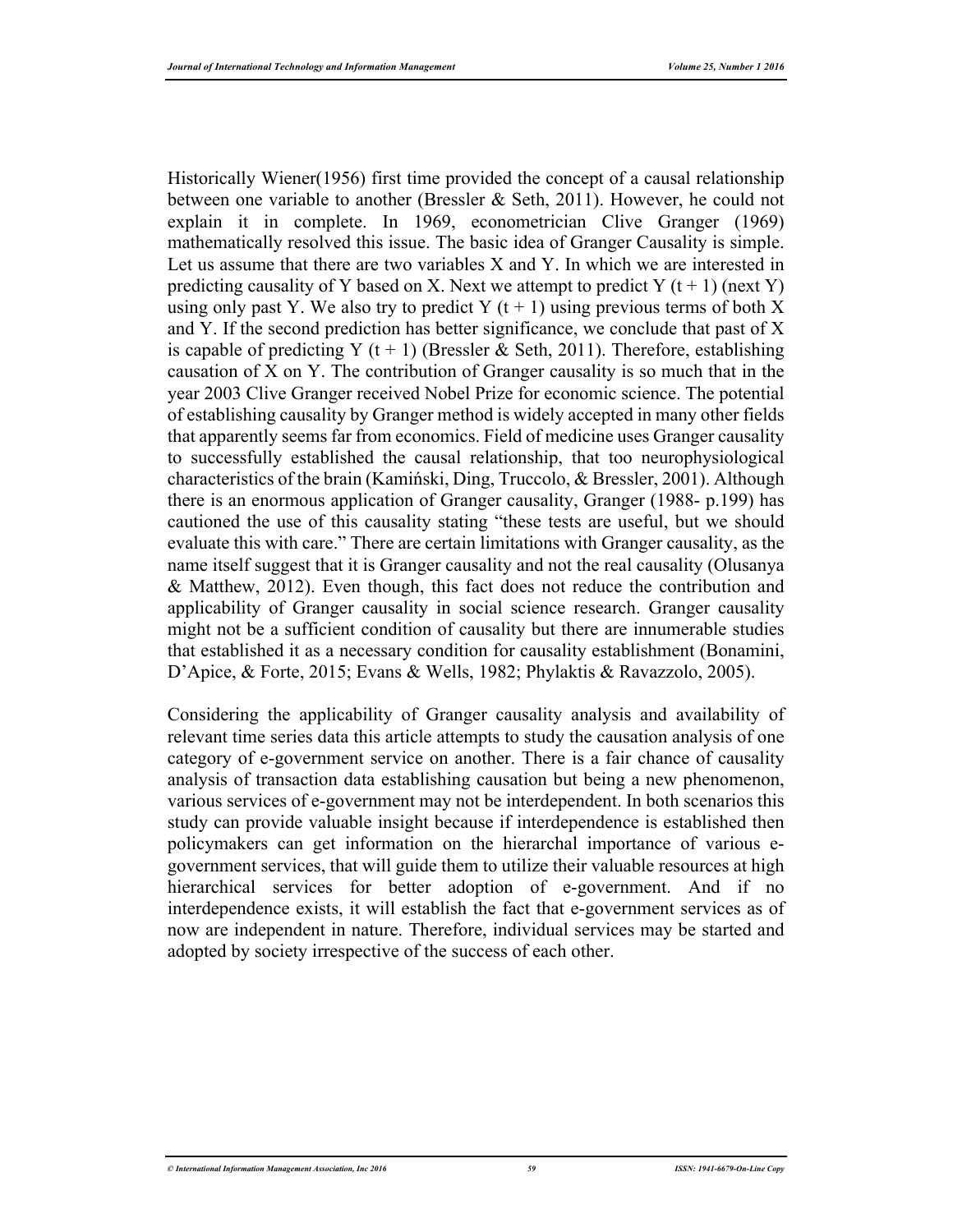Historically Wiener(1956) first time provided the concept of a causal relationship between one variable to another (Bressler & Seth, 2011). However, he could not explain it in complete. In 1969, econometrician Clive Granger (1969) mathematically resolved this issue. The basic idea of Granger Causality is simple. Let us assume that there are two variables X and Y. In which we are interested in predicting causality of Y based on X. Next we attempt to predict Y (t + 1) (next Y) using only past Y. We also try to predict Y (t + 1) using previous terms of both X and Y. If the second prediction has better significance, we conclude that past of X is capable of predicting Y (t + 1) (Bressler & Seth, 2011). Therefore, establishing causation of X on Y. The contribution of Granger causality is so much that in the year 2003 Clive Granger received Nobel Prize for economic science. The potential of establishing causality by Granger method is widely accepted in many other fields that apparently seems far from economics. Field of medicine uses Granger causality to successfully established the causal relationship, that too neurophysiological characteristics of the brain (Kamiński, Ding, Truccolo, & Bressler, 2001). Although there is an enormous application of Granger causality, Granger (1988- p.199) has cautioned the use of this causality stating "these tests are useful, but we should evaluate this with care." There are certain limitations with Granger causality, as the name itself suggest that it is Granger causality and not the real causality (Olusanya & Matthew, 2012). Even though, this fact does not reduce the contribution and applicability of Granger causality in social science research. Granger causality might not be a sufficient condition of causality but there are innumerable studies that established it as a necessary condition for causality establishment (Bonamini, D'Apice, & Forte, 2015; Evans & Wells, 1982; Phylaktis & Ravazzolo, 2005).

Considering the applicability of Granger causality analysis and availability of relevant time series data this article attempts to study the causation analysis of one category of e-government service on another. There is a fair chance of causality analysis of transaction data establishing causation but being a new phenomenon, various services of e-government may not be interdependent. In both scenarios this study can provide valuable insight because if interdependence is established then policymakers can get information on the hierarchal importance of various e-government services, that will guide them to utilize their valuable resources at high hierarchical services for better adoption of e-government. And if no interdependence exists, it will establish the fact that e-government services as of now are independent in nature. Therefore, individual services may be started and adopted by society irrespective of the success of each other.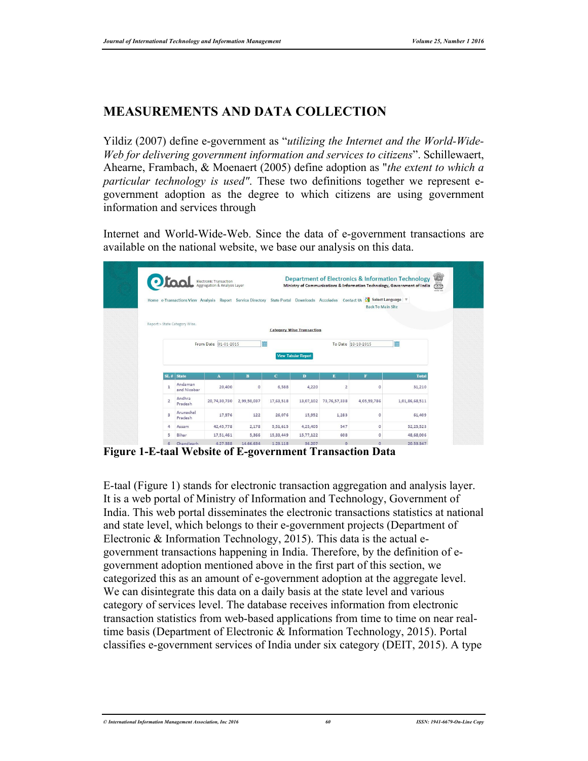## MEASUREMENTS AND DATA COLLECTION

Yildiz (2007) define e-government as "*utilizing the Internet and the World-Wide-Web for delivering government information and services to citizens*". Schillewaert, Ahearne, Frambach, & Moenaert (2005) define adoption as "*the extent to which a particular technology is used"*. These two definitions together we represent e-government adoption as the degree to which citizens are using government information and services through

Internet and World-Wide-Web. Since the data of e-government transactions are available on the national website, we base our analysis on this data.

**Figure 1-E-taal Website of E-government Transaction Data**

E-taal (Figure 1) stands for electronic transaction aggregation and analysis layer. It is a web portal of Ministry of Information and Technology, Government of India. This web portal disseminates the electronic transactions statistics at national and state level, which belongs to their e-government projects (Department of Electronic & Information Technology, 2015). This data is the actual e-government transactions happening in India. Therefore, by the definition of e-government adoption mentioned above in the first part of this section, we categorized this as an amount of e-government adoption at the aggregate level. We can disintegrate this data on a daily basis at the state level and various category of services level. The database receives information from electronic transaction statistics from web-based applications from time to time on near real-time basis (Department of Electronic & Information Technology, 2015). Portal classifies e-government services of India under six category (DEIT, 2015). A type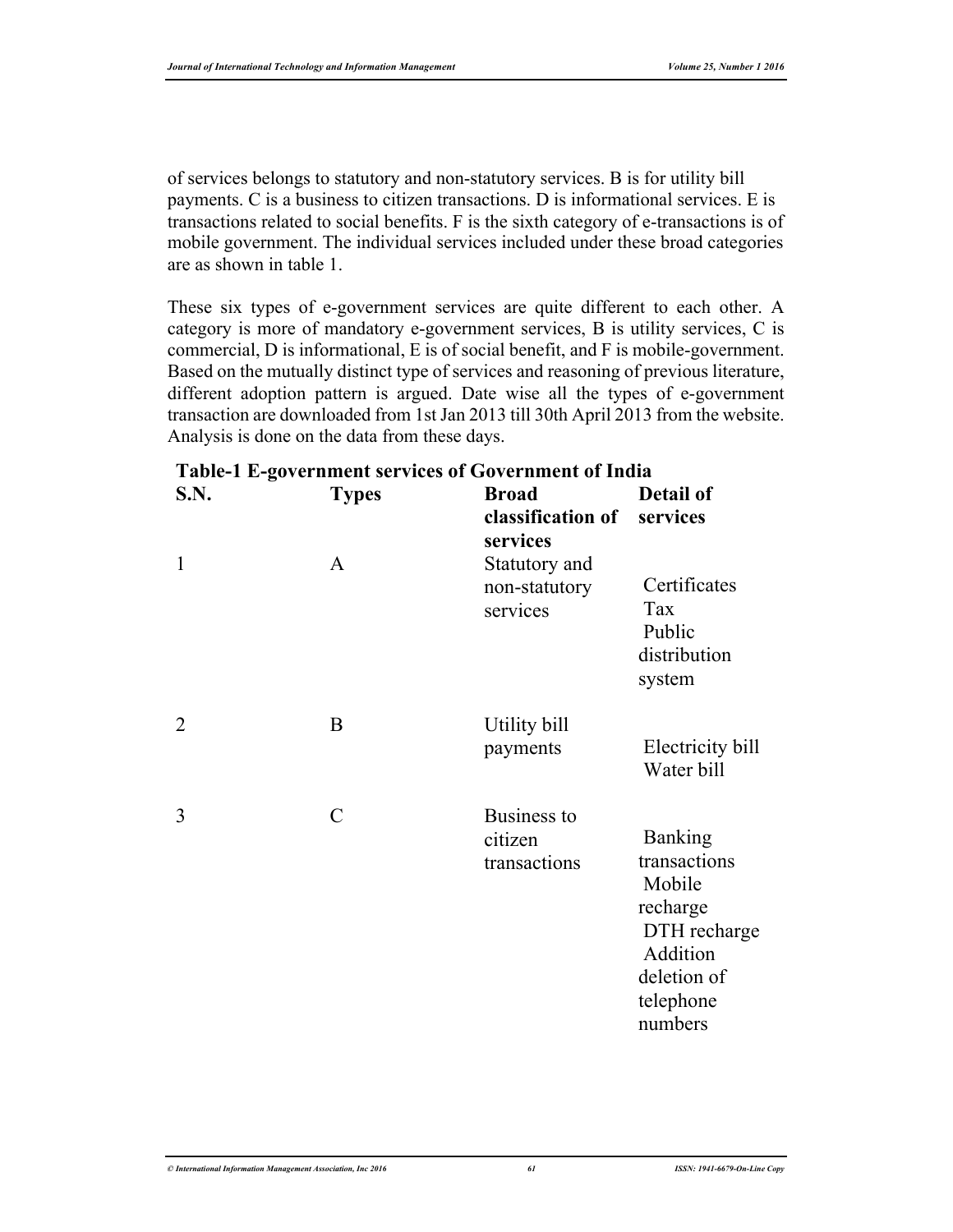of services belongs to statutory and non-statutory services. B is for utility bill payments. C is a business to citizen transactions. D is informational services. E is transactions related to social benefits. F is the sixth category of e-transactions is of mobile government. The individual services included under these broad categories are as shown in table 1.

These six types of e-government services are quite different to each other. A category is more of mandatory e-government services, B is utility services, C is commercial, D is informational, E is of social benefit, and F is mobile-government. Based on the mutually distinct type of services and reasoning of previous literature, different adoption pattern is argued. Date wise all the types of e-government transaction are downloaded from 1st Jan 2013 till 30th April 2013 from the website. Analysis is done on the data from these days.

**Table-1 E-government services of Government of India**

| S.N. | Types | Broad classification of services | Detail of services |
|---|---|---|---|
| 1 | A | Statutory and non-statutory services | Certificates<br>Tax<br>Public distribution system |
| 2 | B | Utility bill payments | Electricity bill<br>Water bill |
| 3 | C | Business to citizen transactions | Banking transactions<br>Mobile recharge<br>DTH recharge<br>Addition deletion of telephone numbers |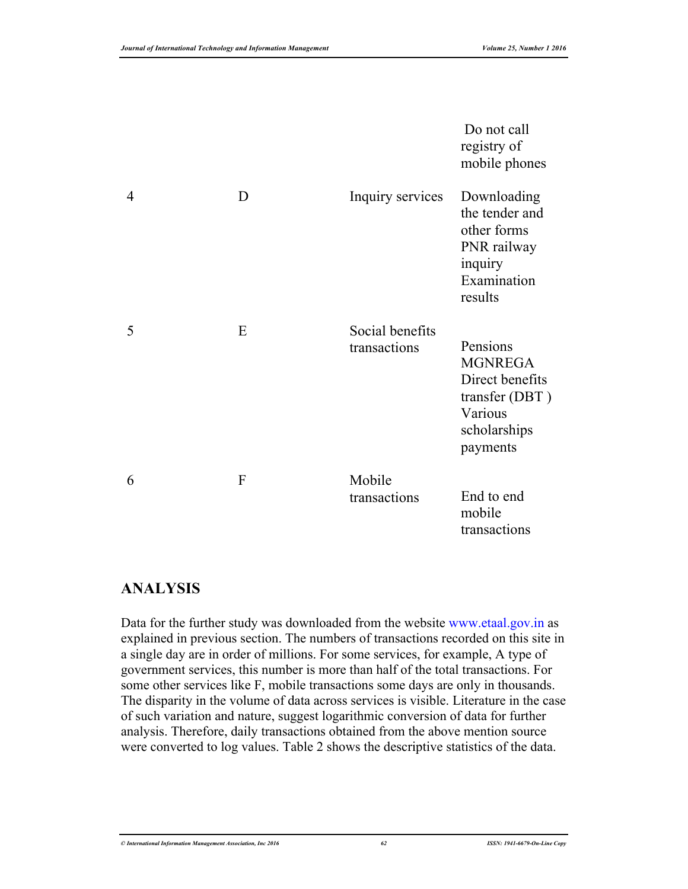| | | | Do not call registry of mobile phones |
|---|---|---|---|
| 4 | D | Inquiry services | Downloading the tender and other forms PNR railway inquiry Examination results |
| 5 | E | Social benefits transactions | Pensions MGNREGA Direct benefits transfer (DBT ) Various scholarships payments |
| 6 | F | Mobile transactions | End to end mobile transactions |

## ANALYSIS

Data for the further study was downloaded from the website www.etaal.gov.in as explained in previous section. The numbers of transactions recorded on this site in a single day are in order of millions. For some services, for example, A type of government services, this number is more than half of the total transactions. For some other services like F, mobile transactions some days are only in thousands. The disparity in the volume of data across services is visible. Literature in the case of such variation and nature, suggest logarithmic conversion of data for further analysis. Therefore, daily transactions obtained from the above mention source were converted to log values. Table 2 shows the descriptive statistics of the data.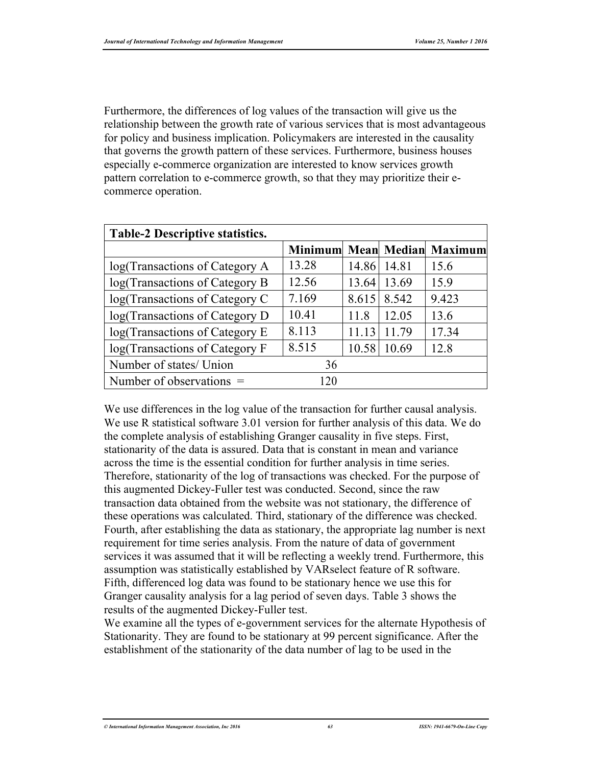Furthermore, the differences of log values of the transaction will give us the relationship between the growth rate of various services that is most advantageous for policy and business implication. Policymakers are interested in the causality that governs the growth pattern of these services. Furthermore, business houses especially e-commerce organization are interested to know services growth pattern correlation to e-commerce growth, so that they may prioritize their e-commerce operation.

| **Table-2 Descriptive statistics.** | | | | |
|---|---|---|---|---|
| | **Minimum** | **Mean** | **Median** | **Maximum** |
| log(Transactions of Category A | 13.28 | 14.86 | 14.81 | 15.6 |
| log(Transactions of Category B | 12.56 | 13.64 | 13.69 | 15.9 |
| log(Transactions of Category C | 7.169 | 8.615 | 8.542 | 9.423 |
| log(Transactions of Category D | 10.41 | 11.8 | 12.05 | 13.6 |
| log(Transactions of Category E | 8.113 | 11.13 | 11.79 | 17.34 |
| log(Transactions of Category F | 8.515 | 10.58 | 10.69 | 12.8 |
| Number of states/ Union | 36 | | | |
| Number of observations = | 120 | | | |

We use differences in the log value of the transaction for further causal analysis. We use R statistical software 3.01 version for further analysis of this data. We do the complete analysis of establishing Granger causality in five steps. First, stationarity of the data is assured. Data that is constant in mean and variance across the time is the essential condition for further analysis in time series. Therefore, stationarity of the log of transactions was checked. For the purpose of this augmented Dickey-Fuller test was conducted. Second, since the raw transaction data obtained from the website was not stationary, the difference of these operations was calculated. Third, stationary of the difference was checked. Fourth, after establishing the data as stationary, the appropriate lag number is next requirement for time series analysis. From the nature of data of government services it was assumed that it will be reflecting a weekly trend. Furthermore, this assumption was statistically established by VARselect feature of R software. Fifth, differenced log data was found to be stationary hence we use this for Granger causality analysis for a lag period of seven days. Table 3 shows the results of the augmented Dickey-Fuller test.

We examine all the types of e-government services for the alternate Hypothesis of Stationarity. They are found to be stationary at 99 percent significance. After the establishment of the stationarity of the data number of lag to be used in the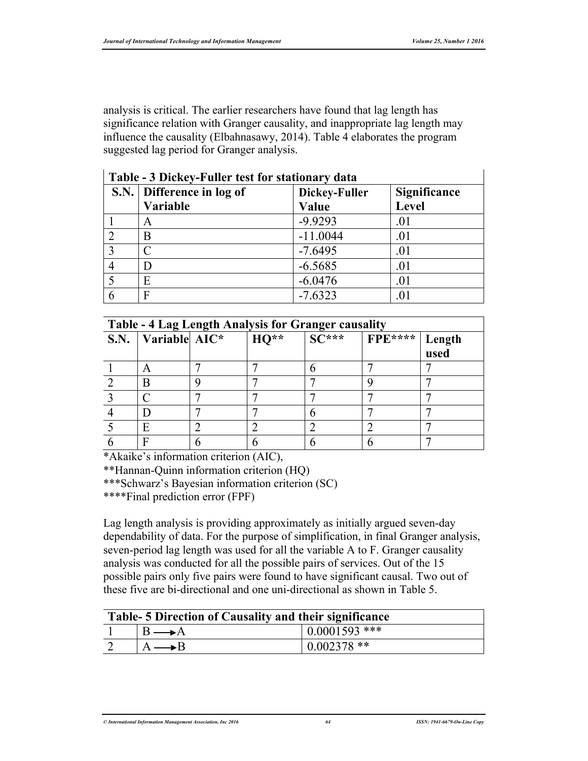analysis is critical. The earlier researchers have found that lag length has significance relation with Granger causality, and inappropriate lag length may influence the causality (Elbahnasawy, 2014). Table 4 elaborates the program suggested lag period for Granger analysis.

**Table - 3 Dickey-Fuller test for stationary data**

| S.N. | Difference in log of Variable | Dickey-Fuller Value | Significance Level |
|---|---|---|---|
| 1 | A | -9.9293 | .01 |
| 2 | B | -11.0044 | .01 |
| 3 | C | -7.6495 | .01 |
| 4 | D | -6.5685 | .01 |
| 5 | E | -6.0476 | .01 |
| 6 | F | -7.6323 | .01 |

**Table - 4 Lag Length Analysis for Granger causality**

| S.N. | Variable | AIC* | HQ** | SC*** | FPE**** | Length used |
|---|---|---|---|---|---|---|
| 1 | A | 7 | 7 | 6 | 7 | 7 |
| 2 | B | 9 | 7 | 7 | 9 | 7 |
| 3 | C | 7 | 7 | 7 | 7 | 7 |
| 4 | D | 7 | 7 | 6 | 7 | 7 |
| 5 | E | 2 | 2 | 2 | 2 | 7 |
| 6 | F | 6 | 6 | 6 | 6 | 7 |

*Akaike's information criterion (AIC),

**Hannan-Quinn information criterion (HQ)

***Schwarz's Bayesian information criterion (SC)

****Final prediction error (FPF)

Lag length analysis is providing approximately as initially argued seven-day dependability of data. For the purpose of simplification, in final Granger analysis, seven-period lag length was used for all the variable A to F. Granger causality analysis was conducted for all the possible pairs of services. Out of the 15 possible pairs only five pairs were found to have significant causal. Two out of these five are bi-directional and one uni-directional as shown in Table 5.

**Table- 5 Direction of Causality and their significance**

| | | |
|---|---|---|
| 1 | B ⟶ A | 0.0001593 *** |
| 2 | A ⟶ B | 0.002378 ** |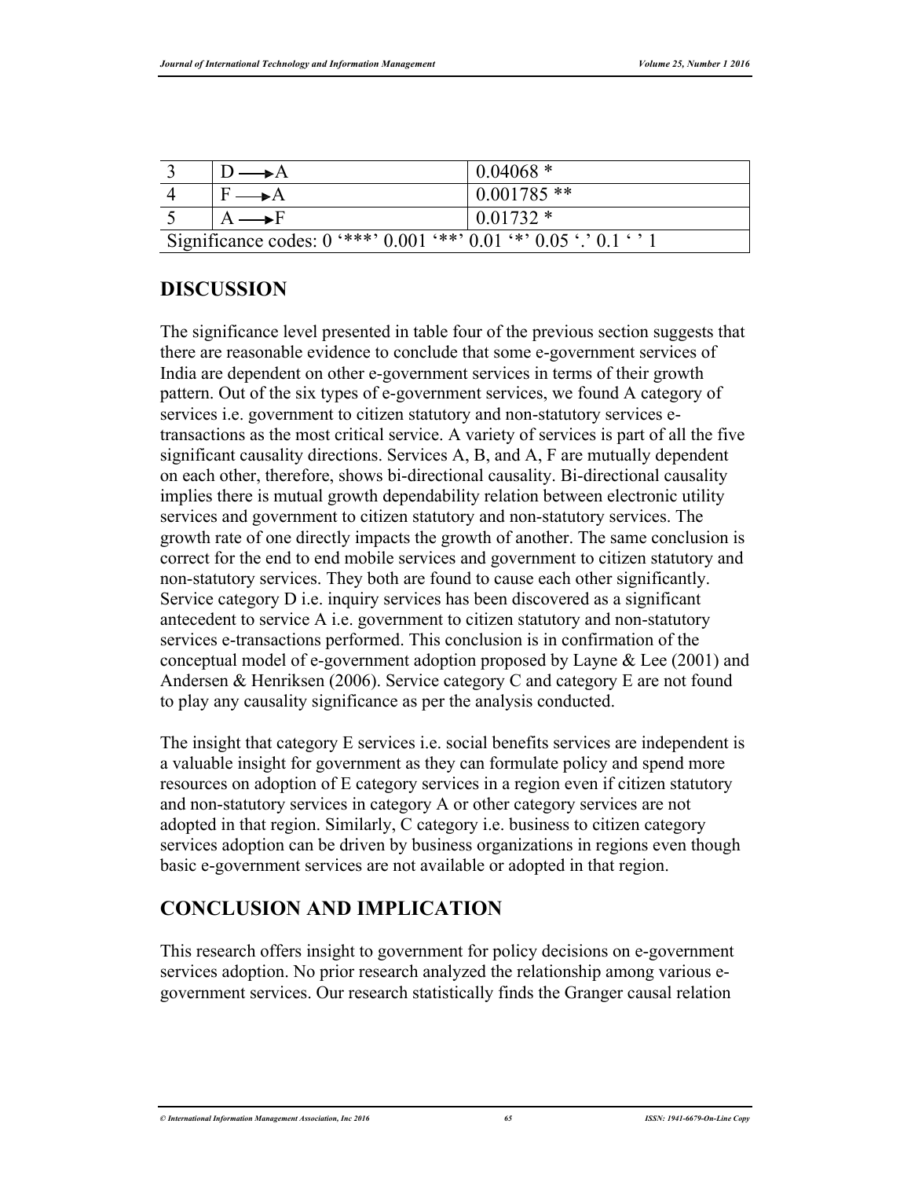| | | |
|---|---|---|
| 3 | D ⟶ A | 0.04068 * |
| 4 | F ⟶ A | 0.001785 ** |
| 5 | A ⟶ F | 0.01732 * |
| Significance codes: 0 '***' 0.001 '**' 0.01 '*' 0.05 '.' 0.1 ' ' 1 | | |

## DISCUSSION

The significance level presented in table four of the previous section suggests that there are reasonable evidence to conclude that some e-government services of India are dependent on other e-government services in terms of their growth pattern. Out of the six types of e-government services, we found A category of services i.e. government to citizen statutory and non-statutory services e-transactions as the most critical service. A variety of services is part of all the five significant causality directions. Services A, B, and A, F are mutually dependent on each other, therefore, shows bi-directional causality. Bi-directional causality implies there is mutual growth dependability relation between electronic utility services and government to citizen statutory and non-statutory services. The growth rate of one directly impacts the growth of another. The same conclusion is correct for the end to end mobile services and government to citizen statutory and non-statutory services. They both are found to cause each other significantly. Service category D i.e. inquiry services has been discovered as a significant antecedent to service A i.e. government to citizen statutory and non-statutory services e-transactions performed. This conclusion is in confirmation of the conceptual model of e-government adoption proposed by Layne & Lee (2001) and Andersen & Henriksen (2006). Service category C and category E are not found to play any causality significance as per the analysis conducted.

The insight that category E services i.e. social benefits services are independent is a valuable insight for government as they can formulate policy and spend more resources on adoption of E category services in a region even if citizen statutory and non-statutory services in category A or other category services are not adopted in that region. Similarly, C category i.e. business to citizen category services adoption can be driven by business organizations in regions even though basic e-government services are not available or adopted in that region.

## CONCLUSION AND IMPLICATION

This research offers insight to government for policy decisions on e-government services adoption. No prior research analyzed the relationship among various e-government services. Our research statistically finds the Granger causal relation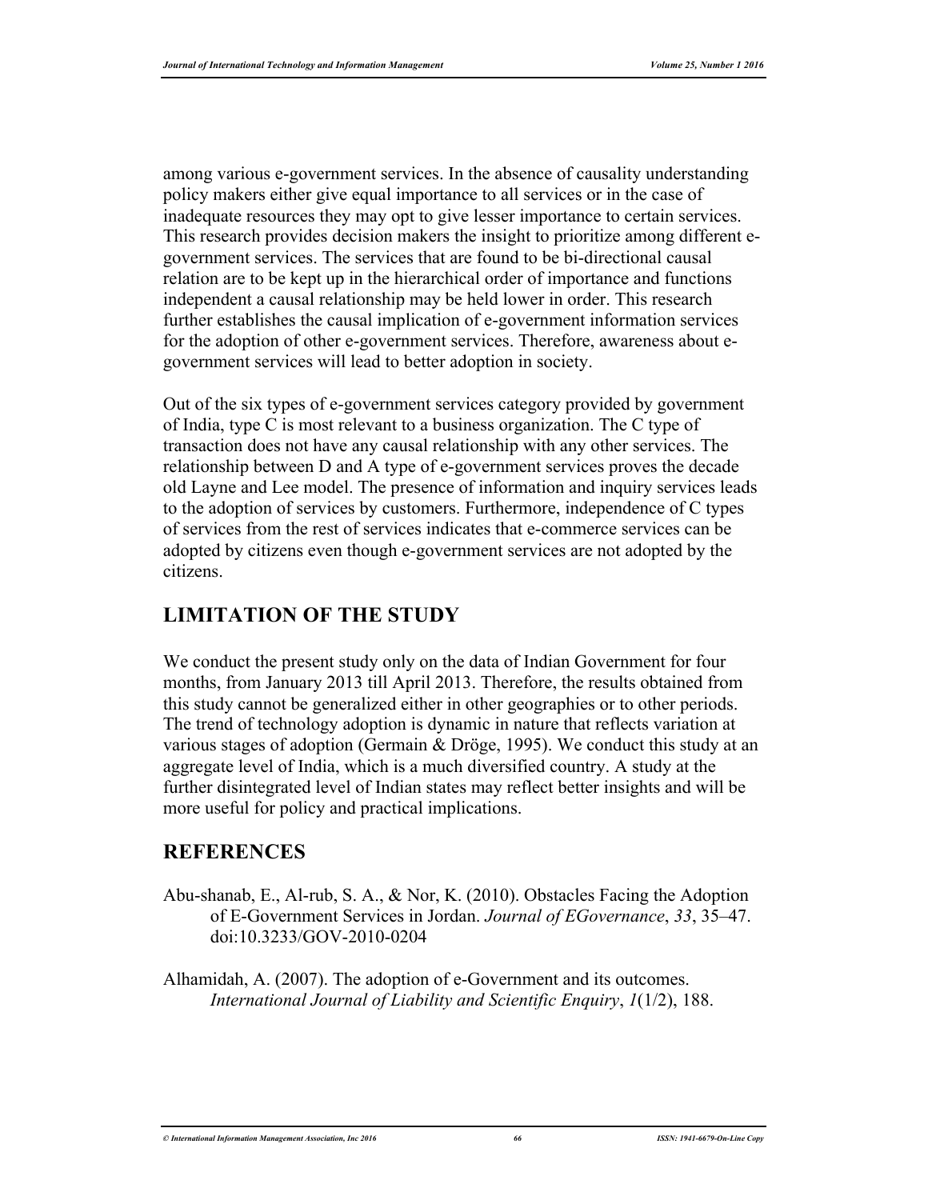among various e-government services. In the absence of causality understanding policy makers either give equal importance to all services or in the case of inadequate resources they may opt to give lesser importance to certain services. This research provides decision makers the insight to prioritize among different e-government services. The services that are found to be bi-directional causal relation are to be kept up in the hierarchical order of importance and functions independent a causal relationship may be held lower in order. This research further establishes the causal implication of e-government information services for the adoption of other e-government services. Therefore, awareness about e-government services will lead to better adoption in society.

Out of the six types of e-government services category provided by government of India, type C is most relevant to a business organization. The C type of transaction does not have any causal relationship with any other services. The relationship between D and A type of e-government services proves the decade old Layne and Lee model. The presence of information and inquiry services leads to the adoption of services by customers. Furthermore, independence of C types of services from the rest of services indicates that e-commerce services can be adopted by citizens even though e-government services are not adopted by the citizens.

## LIMITATION OF THE STUDY

We conduct the present study only on the data of Indian Government for four months, from January 2013 till April 2013. Therefore, the results obtained from this study cannot be generalized either in other geographies or to other periods. The trend of technology adoption is dynamic in nature that reflects variation at various stages of adoption (Germain & Dröge, 1995). We conduct this study at an aggregate level of India, which is a much diversified country. A study at the further disintegrated level of Indian states may reflect better insights and will be more useful for policy and practical implications.

## REFERENCES

Abu-shanab, E., Al-rub, S. A., & Nor, K. (2010). Obstacles Facing the Adoption of E-Government Services in Jordan. *Journal of EGovernance*, *33*, 35–47. doi:10.3233/GOV-2010-0204

Alhamidah, A. (2007). The adoption of e-Government and its outcomes. *International Journal of Liability and Scientific Enquiry*, *1*(1/2), 188.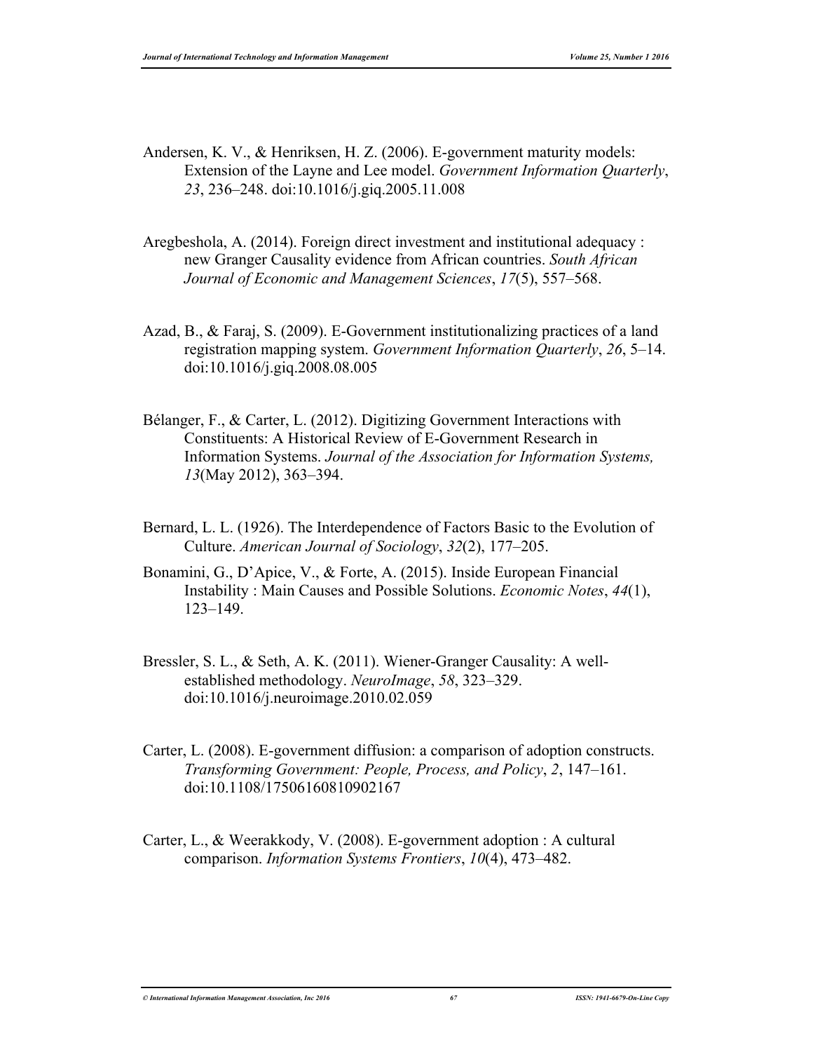Andersen, K. V., & Henriksen, H. Z. (2006). E-government maturity models: Extension of the Layne and Lee model. *Government Information Quarterly*, *23*, 236–248. doi:10.1016/j.giq.2005.11.008

Aregbeshola, A. (2014). Foreign direct investment and institutional adequacy : new Granger Causality evidence from African countries. *South African Journal of Economic and Management Sciences*, *17*(5), 557–568.

Azad, B., & Faraj, S. (2009). E-Government institutionalizing practices of a land registration mapping system. *Government Information Quarterly*, *26*, 5–14. doi:10.1016/j.giq.2008.08.005

Bélanger, F., & Carter, L. (2012). Digitizing Government Interactions with Constituents: A Historical Review of E-Government Research in Information Systems. *Journal of the Association for Information Systems, 13*(May 2012), 363–394.

Bernard, L. L. (1926). The Interdependence of Factors Basic to the Evolution of Culture. *American Journal of Sociology*, *32*(2), 177–205.

Bonamini, G., D'Apice, V., & Forte, A. (2015). Inside European Financial Instability : Main Causes and Possible Solutions. *Economic Notes*, *44*(1), 123–149.

Bressler, S. L., & Seth, A. K. (2011). Wiener-Granger Causality: A well-established methodology. *NeuroImage*, *58*, 323–329. doi:10.1016/j.neuroimage.2010.02.059

Carter, L. (2008). E-government diffusion: a comparison of adoption constructs. *Transforming Government: People, Process, and Policy*, *2*, 147–161. doi:10.1108/17506160810902167

Carter, L., & Weerakkody, V. (2008). E-government adoption : A cultural comparison. *Information Systems Frontiers*, *10*(4), 473–482.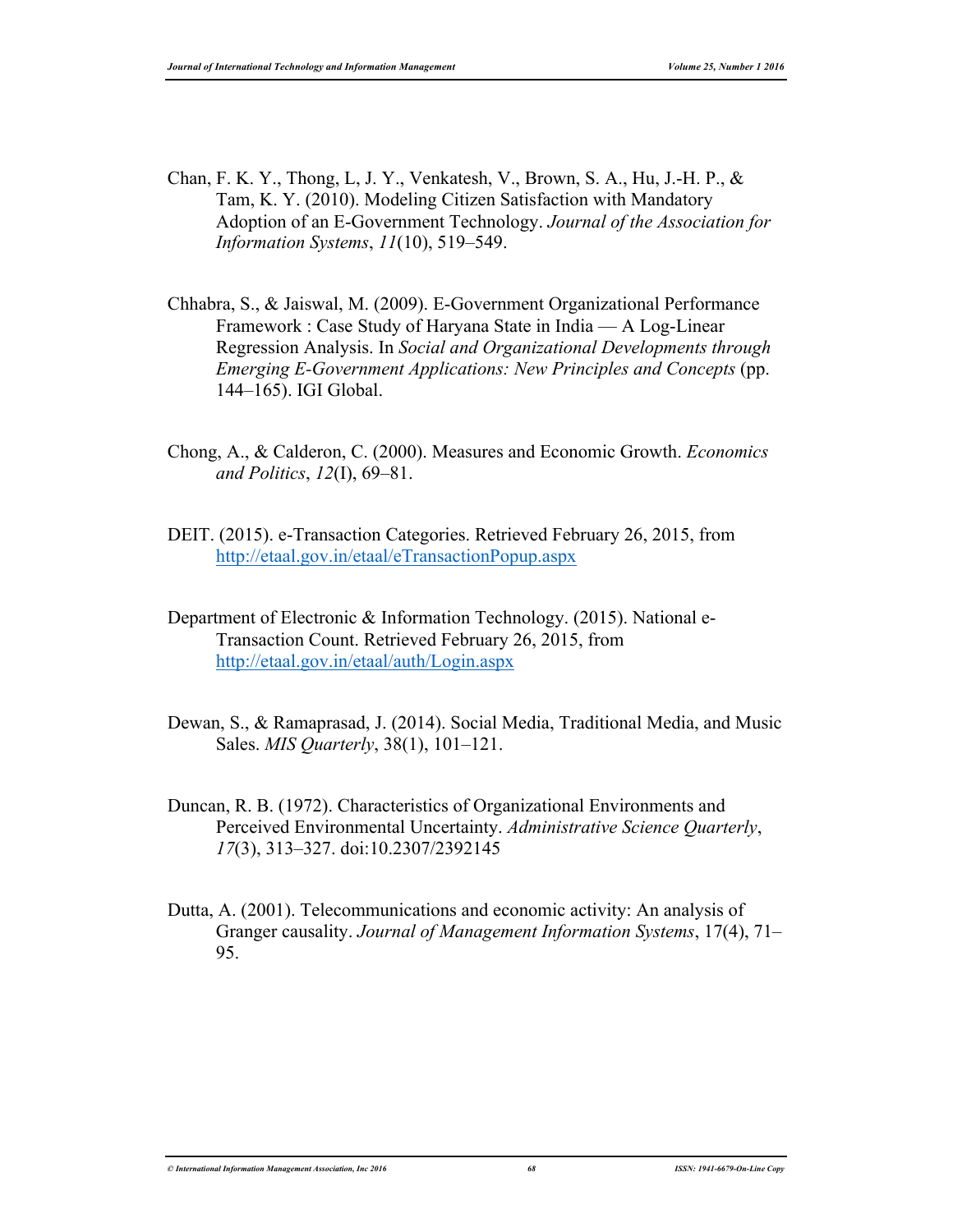Chan, F. K. Y., Thong, L, J. Y., Venkatesh, V., Brown, S. A., Hu, J.-H. P., & Tam, K. Y. (2010). Modeling Citizen Satisfaction with Mandatory Adoption of an E-Government Technology. *Journal of the Association for Information Systems*, *11*(10), 519–549.

Chhabra, S., & Jaiswal, M. (2009). E-Government Organizational Performance Framework : Case Study of Haryana State in India — A Log-Linear Regression Analysis. In *Social and Organizational Developments through Emerging E-Government Applications: New Principles and Concepts* (pp. 144–165). IGI Global.

Chong, A., & Calderon, C. (2000). Measures and Economic Growth. *Economics and Politics*, *12*(I), 69–81.

DEIT. (2015). e-Transaction Categories. Retrieved February 26, 2015, from http://etaal.gov.in/etaal/eTransactionPopup.aspx

Department of Electronic & Information Technology. (2015). National e-Transaction Count. Retrieved February 26, 2015, from http://etaal.gov.in/etaal/auth/Login.aspx

Dewan, S., & Ramaprasad, J. (2014). Social Media, Traditional Media, and Music Sales. *MIS Quarterly*, 38(1), 101–121.

Duncan, R. B. (1972). Characteristics of Organizational Environments and Perceived Environmental Uncertainty. *Administrative Science Quarterly*, *17*(3), 313–327. doi:10.2307/2392145

Dutta, A. (2001). Telecommunications and economic activity: An analysis of Granger causality. *Journal of Management Information Systems*, 17(4), 71–95.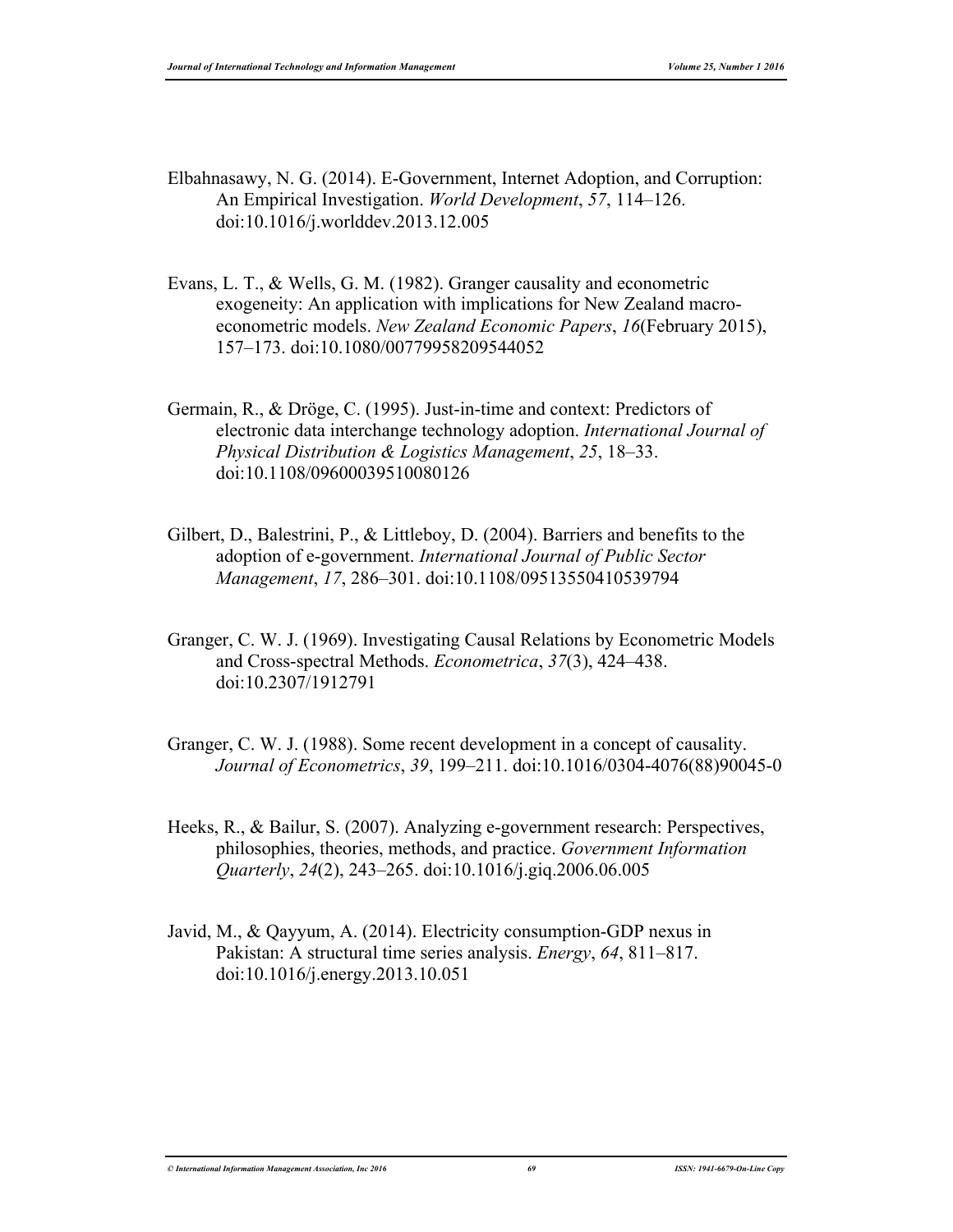Elbahnasawy, N. G. (2014). E-Government, Internet Adoption, and Corruption: An Empirical Investigation. *World Development*, *57*, 114–126. doi:10.1016/j.worlddev.2013.12.005

Evans, L. T., & Wells, G. M. (1982). Granger causality and econometric exogeneity: An application with implications for New Zealand macro-econometric models. *New Zealand Economic Papers*, *16*(February 2015), 157–173. doi:10.1080/00779958209544052

Germain, R., & Dröge, C. (1995). Just-in-time and context: Predictors of electronic data interchange technology adoption. *International Journal of Physical Distribution & Logistics Management*, *25*, 18–33. doi:10.1108/09600039510080126

Gilbert, D., Balestrini, P., & Littleboy, D. (2004). Barriers and benefits to the adoption of e-government. *International Journal of Public Sector Management*, *17*, 286–301. doi:10.1108/09513550410539794

Granger, C. W. J. (1969). Investigating Causal Relations by Econometric Models and Cross-spectral Methods. *Econometrica*, *37*(3), 424–438. doi:10.2307/1912791

Granger, C. W. J. (1988). Some recent development in a concept of causality. *Journal of Econometrics*, *39*, 199–211. doi:10.1016/0304-4076(88)90045-0

Heeks, R., & Bailur, S. (2007). Analyzing e-government research: Perspectives, philosophies, theories, methods, and practice. *Government Information Quarterly*, *24*(2), 243–265. doi:10.1016/j.giq.2006.06.005

Javid, M., & Qayyum, A. (2014). Electricity consumption-GDP nexus in Pakistan: A structural time series analysis. *Energy*, *64*, 811–817. doi:10.1016/j.energy.2013.10.051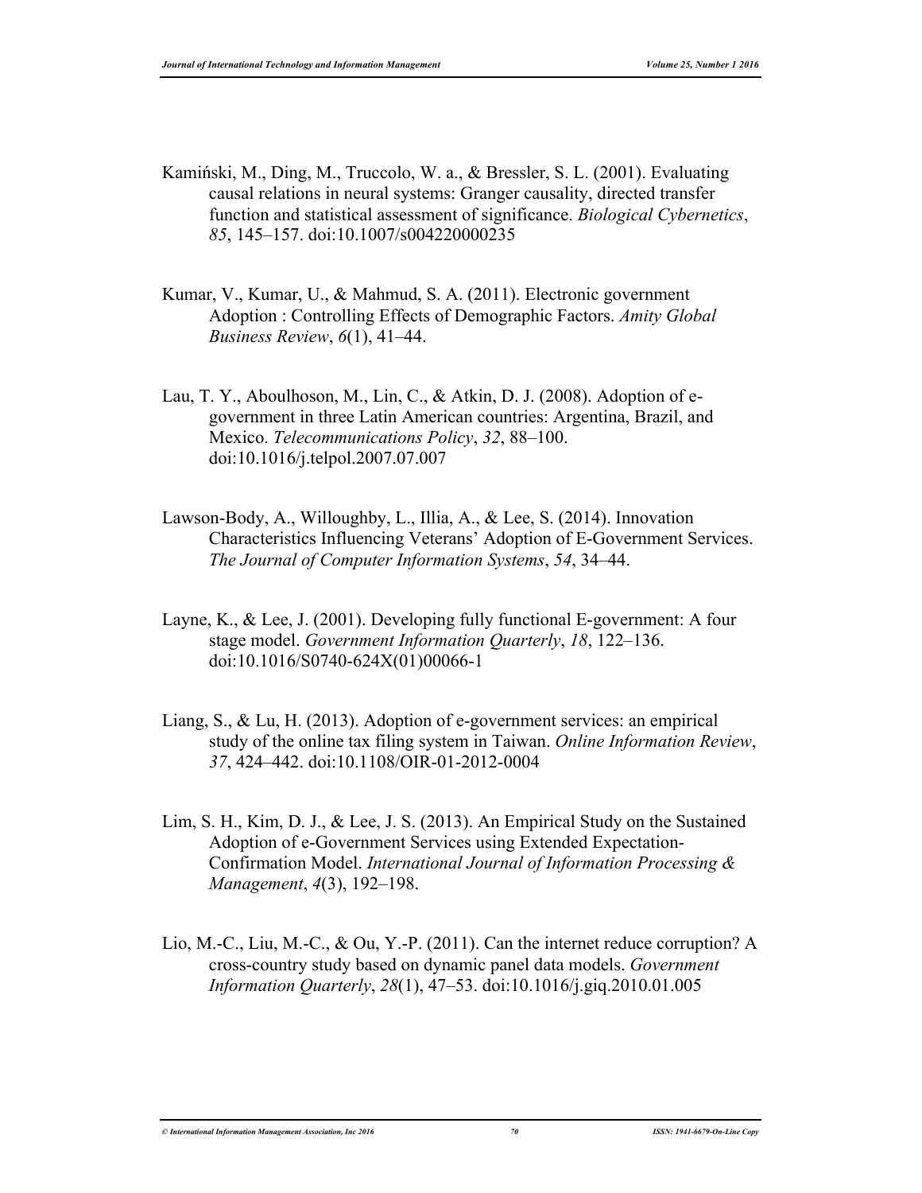Kamiński, M., Ding, M., Truccolo, W. a., & Bressler, S. L. (2001). Evaluating causal relations in neural systems: Granger causality, directed transfer function and statistical assessment of significance. *Biological Cybernetics*, *85*, 145–157. doi:10.1007/s004220000235

Kumar, V., Kumar, U., & Mahmud, S. A. (2011). Electronic government Adoption : Controlling Effects of Demographic Factors. *Amity Global Business Review*, *6*(1), 41–44.

Lau, T. Y., Aboulhoson, M., Lin, C., & Atkin, D. J. (2008). Adoption of e-government in three Latin American countries: Argentina, Brazil, and Mexico. *Telecommunications Policy*, *32*, 88–100. doi:10.1016/j.telpol.2007.07.007

Lawson-Body, A., Willoughby, L., Illia, A., & Lee, S. (2014). Innovation Characteristics Influencing Veterans' Adoption of E-Government Services. *The Journal of Computer Information Systems*, *54*, 34–44.

Layne, K., & Lee, J. (2001). Developing fully functional E-government: A four stage model. *Government Information Quarterly*, *18*, 122–136. doi:10.1016/S0740-624X(01)00066-1

Liang, S., & Lu, H. (2013). Adoption of e-government services: an empirical study of the online tax filing system in Taiwan. *Online Information Review*, *37*, 424–442. doi:10.1108/OIR-01-2012-0004

Lim, S. H., Kim, D. J., & Lee, J. S. (2013). An Empirical Study on the Sustained Adoption of e-Government Services using Extended Expectation-Confirmation Model. *International Journal of Information Processing & Management*, *4*(3), 192–198.

Lio, M.-C., Liu, M.-C., & Ou, Y.-P. (2011). Can the internet reduce corruption? A cross-country study based on dynamic panel data models. *Government Information Quarterly*, *28*(1), 47–53. doi:10.1016/j.giq.2010.01.005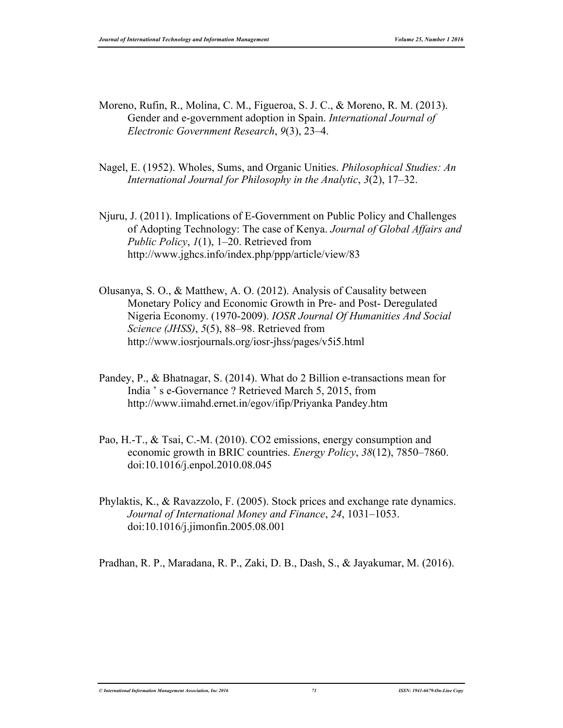Moreno, Rufin, R., Molina, C. M., Figueroa, S. J. C., & Moreno, R. M. (2013). Gender and e-government adoption in Spain. *International Journal of Electronic Government Research*, *9*(3), 23–4.

Nagel, E. (1952). Wholes, Sums, and Organic Unities. *Philosophical Studies: An International Journal for Philosophy in the Analytic*, *3*(2), 17–32.

Njuru, J. (2011). Implications of E-Government on Public Policy and Challenges of Adopting Technology: The case of Kenya. *Journal of Global Affairs and Public Policy*, *1*(1), 1–20. Retrieved from http://www.jghcs.info/index.php/ppp/article/view/83

Olusanya, S. O., & Matthew, A. O. (2012). Analysis of Causality between Monetary Policy and Economic Growth in Pre- and Post- Deregulated Nigeria Economy. (1970-2009). *IOSR Journal Of Humanities And Social Science (JHSS)*, *5*(5), 88–98. Retrieved from http://www.iosrjournals.org/iosr-jhss/pages/v5i5.html

Pandey, P., & Bhatnagar, S. (2014). What do 2 Billion e-transactions mean for India ' s e-Governance ? Retrieved March 5, 2015, from http://www.iimahd.ernet.in/egov/ifip/Priyanka Pandey.htm

Pao, H.-T., & Tsai, C.-M. (2010). CO2 emissions, energy consumption and economic growth in BRIC countries. *Energy Policy*, *38*(12), 7850–7860. doi:10.1016/j.enpol.2010.08.045

Phylaktis, K., & Ravazzolo, F. (2005). Stock prices and exchange rate dynamics. *Journal of International Money and Finance*, *24*, 1031–1053. doi:10.1016/j.jimonfin.2005.08.001

Pradhan, R. P., Maradana, R. P., Zaki, D. B., Dash, S., & Jayakumar, M. (2016).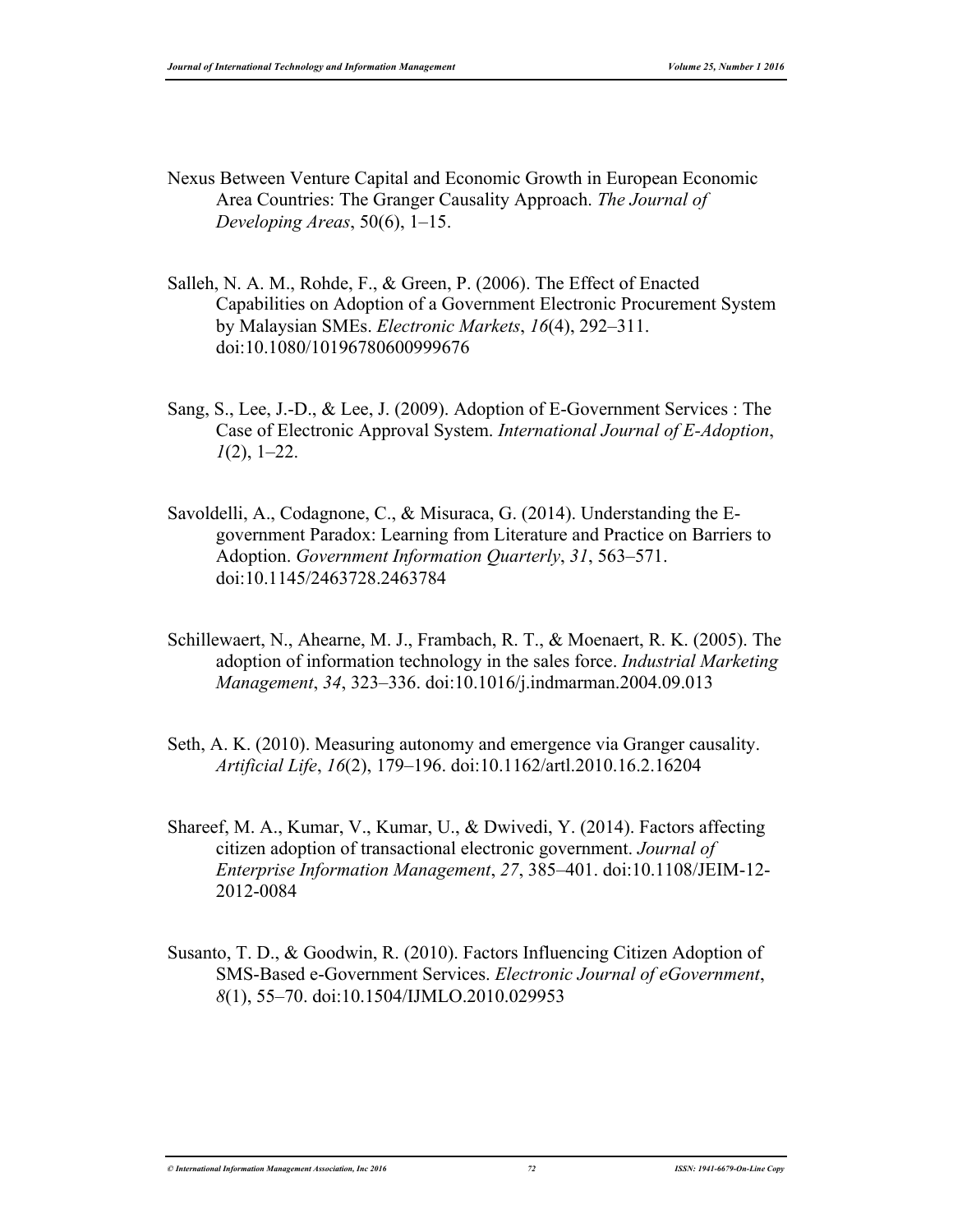Nexus Between Venture Capital and Economic Growth in European Economic Area Countries: The Granger Causality Approach. *The Journal of Developing Areas*, 50(6), 1–15.

Salleh, N. A. M., Rohde, F., & Green, P. (2006). The Effect of Enacted Capabilities on Adoption of a Government Electronic Procurement System by Malaysian SMEs. *Electronic Markets*, *16*(4), 292–311. doi:10.1080/10196780600999676

Sang, S., Lee, J.-D., & Lee, J. (2009). Adoption of E-Government Services : The Case of Electronic Approval System. *International Journal of E-Adoption*, *1*(2), 1–22.

Savoldelli, A., Codagnone, C., & Misuraca, G. (2014). Understanding the E-government Paradox: Learning from Literature and Practice on Barriers to Adoption. *Government Information Quarterly*, *31*, 563–571. doi:10.1145/2463728.2463784

Schillewaert, N., Ahearne, M. J., Frambach, R. T., & Moenaert, R. K. (2005). The adoption of information technology in the sales force. *Industrial Marketing Management*, *34*, 323–336. doi:10.1016/j.indmarman.2004.09.013

Seth, A. K. (2010). Measuring autonomy and emergence via Granger causality. *Artificial Life*, *16*(2), 179–196. doi:10.1162/artl.2010.16.2.16204

Shareef, M. A., Kumar, V., Kumar, U., & Dwivedi, Y. (2014). Factors affecting citizen adoption of transactional electronic government. *Journal of Enterprise Information Management*, *27*, 385–401. doi:10.1108/JEIM-12-2012-0084

Susanto, T. D., & Goodwin, R. (2010). Factors Influencing Citizen Adoption of SMS-Based e-Government Services. *Electronic Journal of eGovernment*, *8*(1), 55–70. doi:10.1504/IJMLO.2010.029953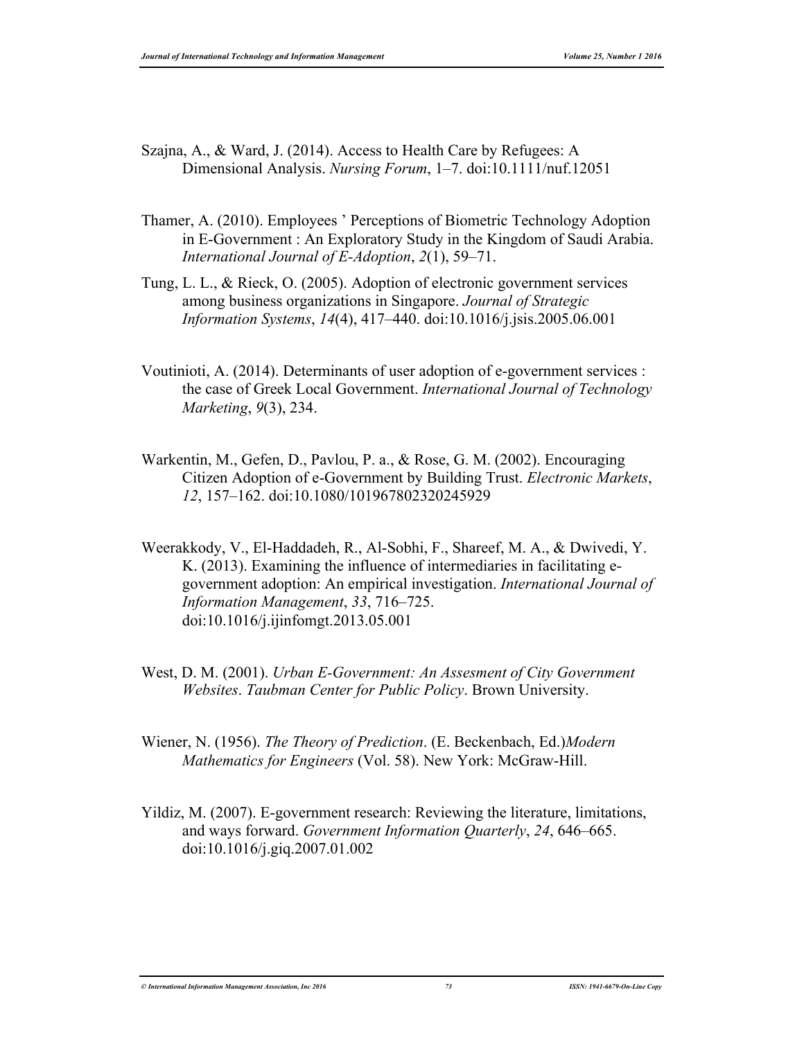Szajna, A., & Ward, J. (2014). Access to Health Care by Refugees: A Dimensional Analysis. *Nursing Forum*, 1–7. doi:10.1111/nuf.12051

Thamer, A. (2010). Employees ' Perceptions of Biometric Technology Adoption in E-Government : An Exploratory Study in the Kingdom of Saudi Arabia. *International Journal of E-Adoption*, *2*(1), 59–71.

Tung, L. L., & Rieck, O. (2005). Adoption of electronic government services among business organizations in Singapore. *Journal of Strategic Information Systems*, *14*(4), 417–440. doi:10.1016/j.jsis.2005.06.001

Voutinioti, A. (2014). Determinants of user adoption of e-government services : the case of Greek Local Government. *International Journal of Technology Marketing*, *9*(3), 234.

Warkentin, M., Gefen, D., Pavlou, P. a., & Rose, G. M. (2002). Encouraging Citizen Adoption of e-Government by Building Trust. *Electronic Markets*, *12*, 157–162. doi:10.1080/101967802320245929

Weerakkody, V., El-Haddadeh, R., Al-Sobhi, F., Shareef, M. A., & Dwivedi, Y. K. (2013). Examining the influence of intermediaries in facilitating e-government adoption: An empirical investigation. *International Journal of Information Management*, *33*, 716–725. doi:10.1016/j.ijinfomgt.2013.05.001

West, D. M. (2001). *Urban E-Government: An Assesment of City Government Websites*. *Taubman Center for Public Policy*. Brown University.

Wiener, N. (1956). *The Theory of Prediction*. (E. Beckenbach, Ed.)*Modern Mathematics for Engineers* (Vol. 58). New York: McGraw-Hill.

Yildiz, M. (2007). E-government research: Reviewing the literature, limitations, and ways forward. *Government Information Quarterly*, *24*, 646–665. doi:10.1016/j.giq.2007.01.002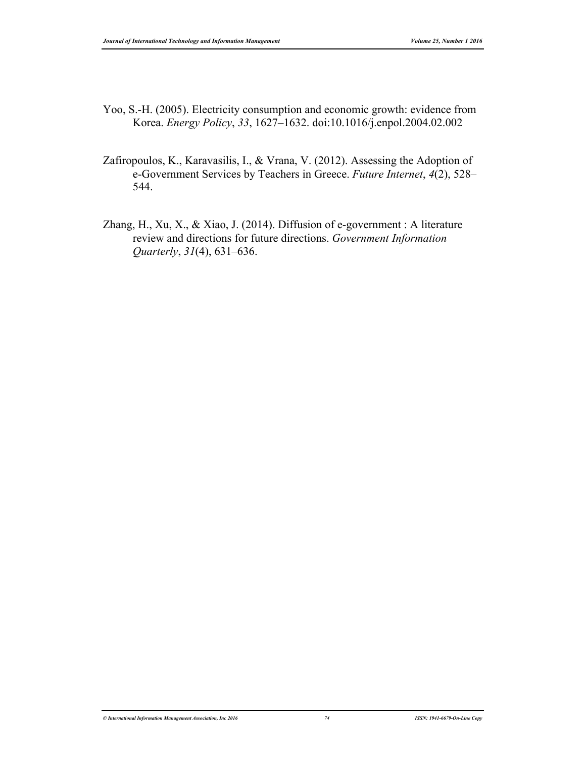Yoo, S.-H. (2005). Electricity consumption and economic growth: evidence from Korea. *Energy Policy*, *33*, 1627–1632. doi:10.1016/j.enpol.2004.02.002

Zafiropoulos, K., Karavasilis, I., & Vrana, V. (2012). Assessing the Adoption of e-Government Services by Teachers in Greece. *Future Internet*, *4*(2), 528–544.

Zhang, H., Xu, X., & Xiao, J. (2014). Diffusion of e-government : A literature review and directions for future directions. *Government Information Quarterly*, *31*(4), 631–636.